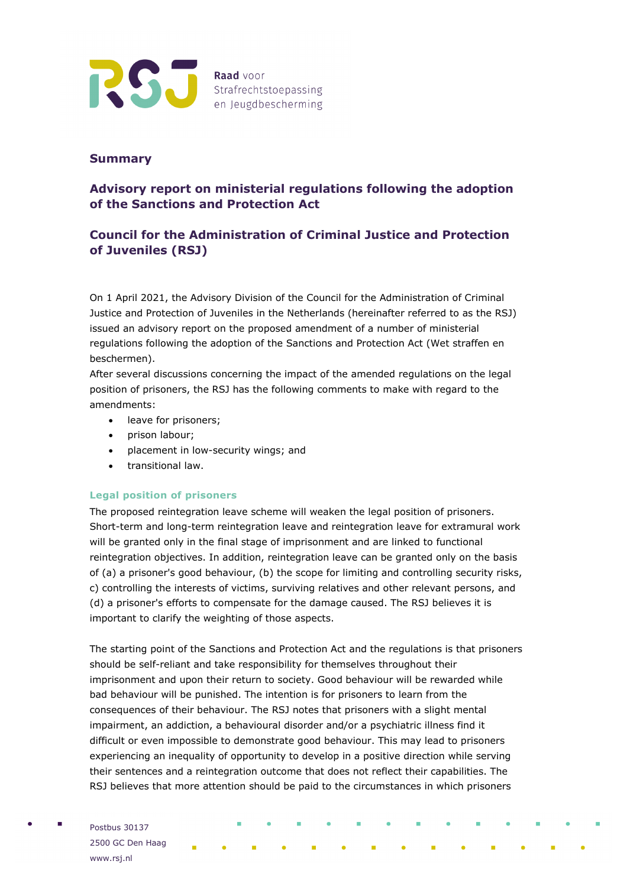## Summary

## Advisory report on ministerial regulations following the adoption of the Sanctions and Protection Act

## Council for the Administration of Criminal Justice and Protection of Juveniles (RSJ)

On 1 April 2021, the Advisory Division of the Council for the Administration of Criminal Justice and Protection of Juveniles in the Netherlands (hereinafter referred to as the RSJ) issued an advisory report on the proposed amendment of a number of ministerial regulations following the adoption of the Sanctions and Protection Act (Wet straffen en beschermen).
After several discussions concerning the impact of the amended regulations on the legal position of prisoners, the RSJ has the following comments to make with regard to the amendments:

- leave for prisoners;
- prison labour;
- placement in low-security wings; and
- transitional law.

### Legal position of prisoners

The proposed reintegration leave scheme will weaken the legal position of prisoners. Short-term and long-term reintegration leave and reintegration leave for extramural work will be granted only in the final stage of imprisonment and are linked to functional reintegration objectives. In addition, reintegration leave can be granted only on the basis of (a) a prisoner's good behaviour, (b) the scope for limiting and controlling security risks, c) controlling the interests of victims, surviving relatives and other relevant persons, and (d) a prisoner's efforts to compensate for the damage caused. The RSJ believes it is important to clarify the weighting of those aspects.

The starting point of the Sanctions and Protection Act and the regulations is that prisoners should be self-reliant and take responsibility for themselves throughout their imprisonment and upon their return to society. Good behaviour will be rewarded while bad behaviour will be punished. The intention is for prisoners to learn from the consequences of their behaviour. The RSJ notes that prisoners with a slight mental impairment, an addiction, a behavioural disorder and/or a psychiatric illness find it difficult or even impossible to demonstrate good behaviour. This may lead to prisoners experiencing an inequality of opportunity to develop in a positive direction while serving their sentences and a reintegration outcome that does not reflect their capabilities. The RSJ believes that more attention should be paid to the circumstances in which prisoners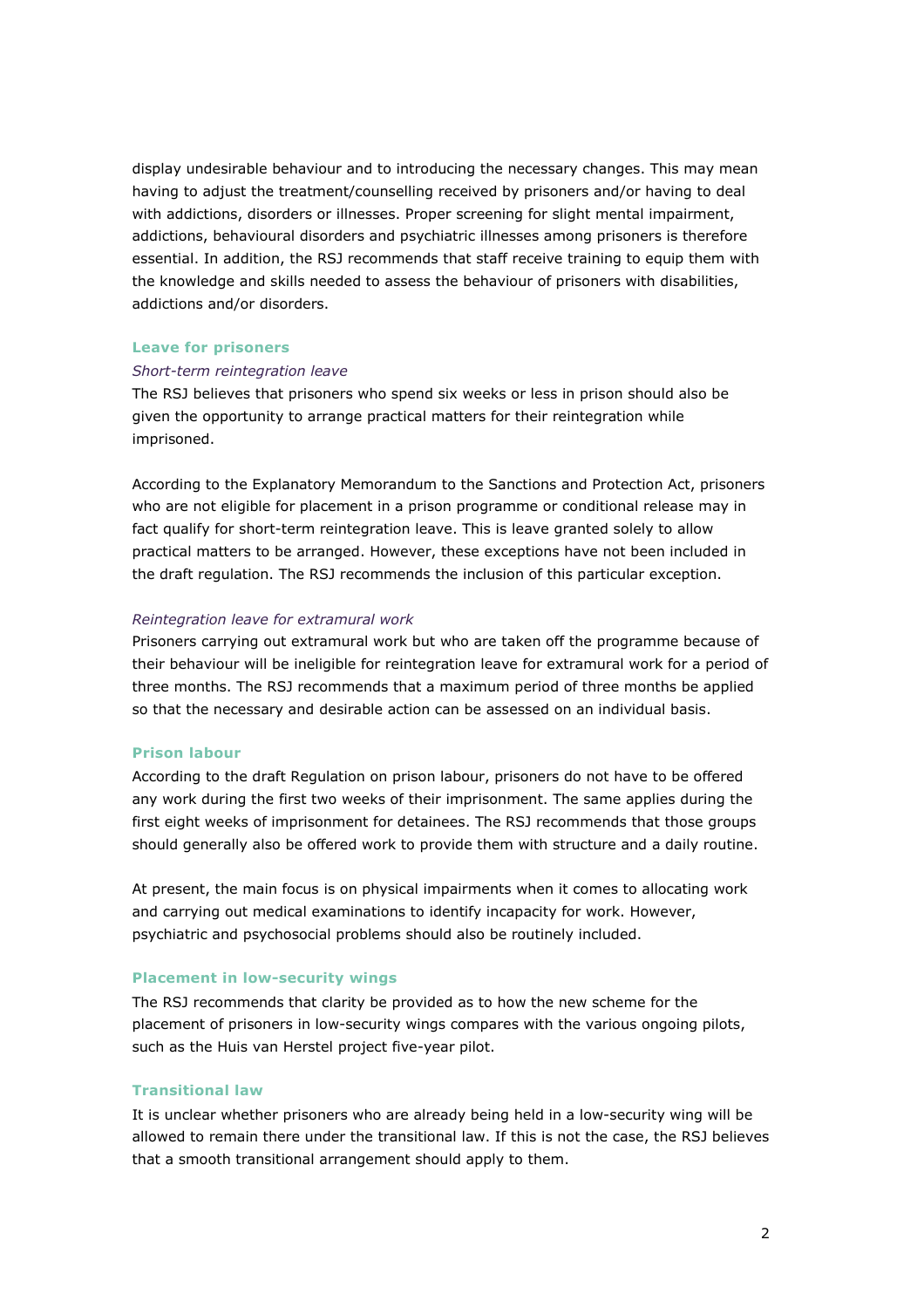display undesirable behaviour and to introducing the necessary changes. This may mean having to adjust the treatment/counselling received by prisoners and/or having to deal with addictions, disorders or illnesses. Proper screening for slight mental impairment, addictions, behavioural disorders and psychiatric illnesses among prisoners is therefore essential. In addition, the RSJ recommends that staff receive training to equip them with the knowledge and skills needed to assess the behaviour of prisoners with disabilities, addictions and/or disorders.

## Leave for prisoners

### *Short-term reintegration leave*

The RSJ believes that prisoners who spend six weeks or less in prison should also be given the opportunity to arrange practical matters for their reintegration while imprisoned.

According to the Explanatory Memorandum to the Sanctions and Protection Act, prisoners who are not eligible for placement in a prison programme or conditional release may in fact qualify for short-term reintegration leave. This is leave granted solely to allow practical matters to be arranged. However, these exceptions have not been included in the draft regulation. The RSJ recommends the inclusion of this particular exception.

### *Reintegration leave for extramural work*

Prisoners carrying out extramural work but who are taken off the programme because of their behaviour will be ineligible for reintegration leave for extramural work for a period of three months. The RSJ recommends that a maximum period of three months be applied so that the necessary and desirable action can be assessed on an individual basis.

## Prison labour

According to the draft Regulation on prison labour, prisoners do not have to be offered any work during the first two weeks of their imprisonment. The same applies during the first eight weeks of imprisonment for detainees. The RSJ recommends that those groups should generally also be offered work to provide them with structure and a daily routine.

At present, the main focus is on physical impairments when it comes to allocating work and carrying out medical examinations to identify incapacity for work. However, psychiatric and psychosocial problems should also be routinely included.

## Placement in low-security wings

The RSJ recommends that clarity be provided as to how the new scheme for the placement of prisoners in low-security wings compares with the various ongoing pilots, such as the Huis van Herstel project five-year pilot.

## Transitional law

It is unclear whether prisoners who are already being held in a low-security wing will be allowed to remain there under the transitional law. If this is not the case, the RSJ believes that a smooth transitional arrangement should apply to them.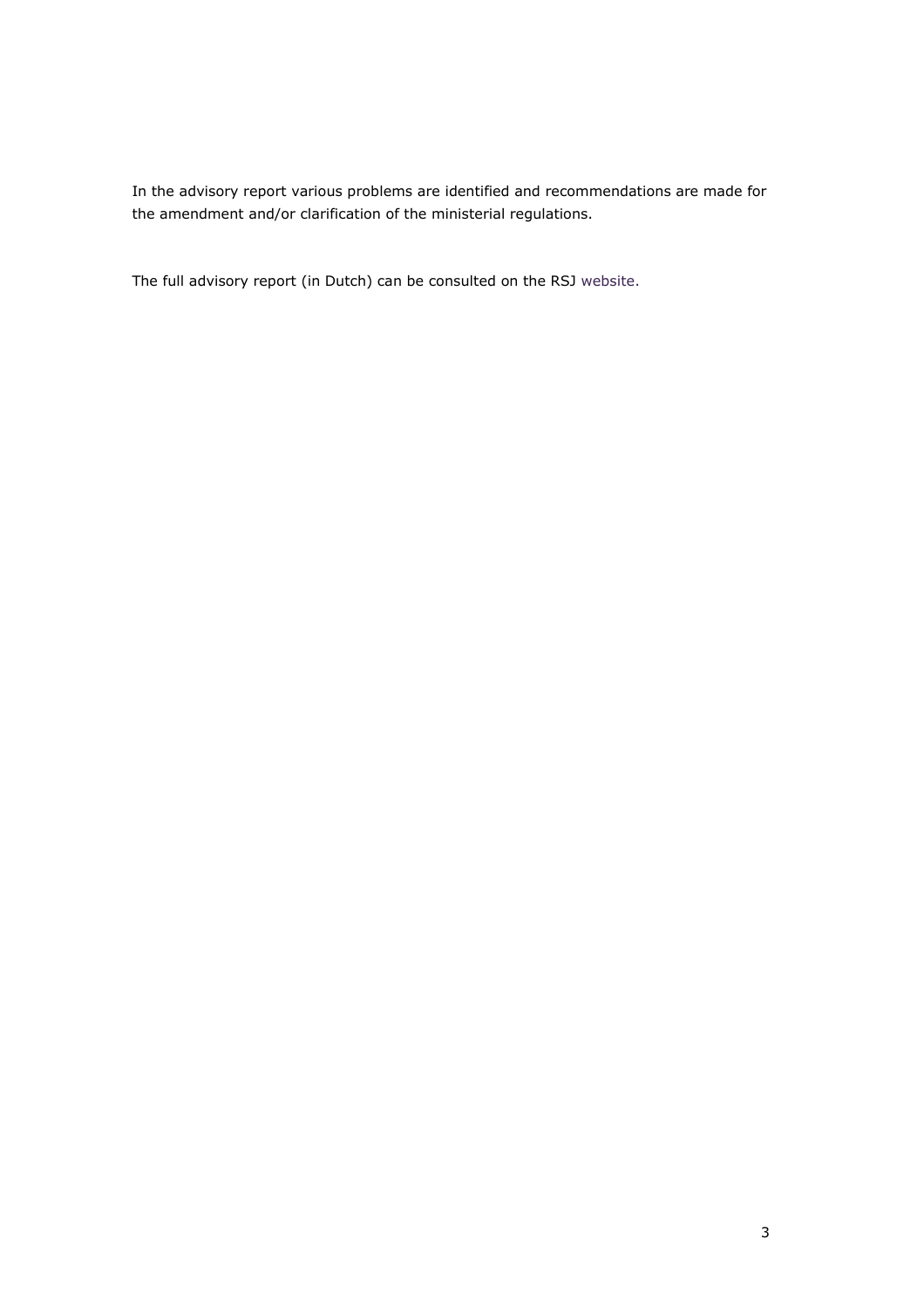In the advisory report various problems are identified and recommendations are made for the amendment and/or clarification of the ministerial regulations.

The full advisory report (in Dutch) can be consulted on the RSJ website.